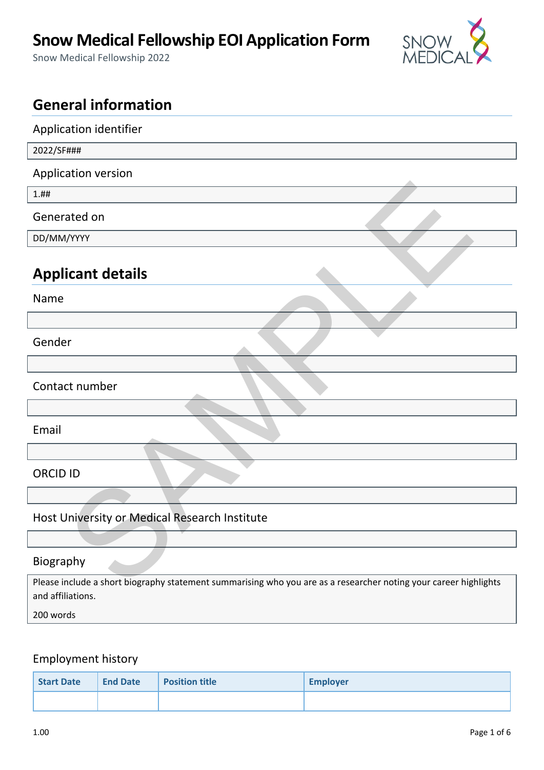# Snow Medical Fellowship EOI Application Form

Snow Medical Fellowship 2022

## General information

Application identifier

2022/SF###

Application version

1.##

Generated on

DD/MM/YYYY

## Applicant details

Name

Gender

Contact number

Email

ORCID ID

Host University or Medical Research Institute

Biography

Please include a short biography statement summarising who you are as a researcher noting your career highlights and affiliations.

200 words

### Employment history

| Start Date | End Date | Position title | Employer |
|---|---|---|---|
| | | | |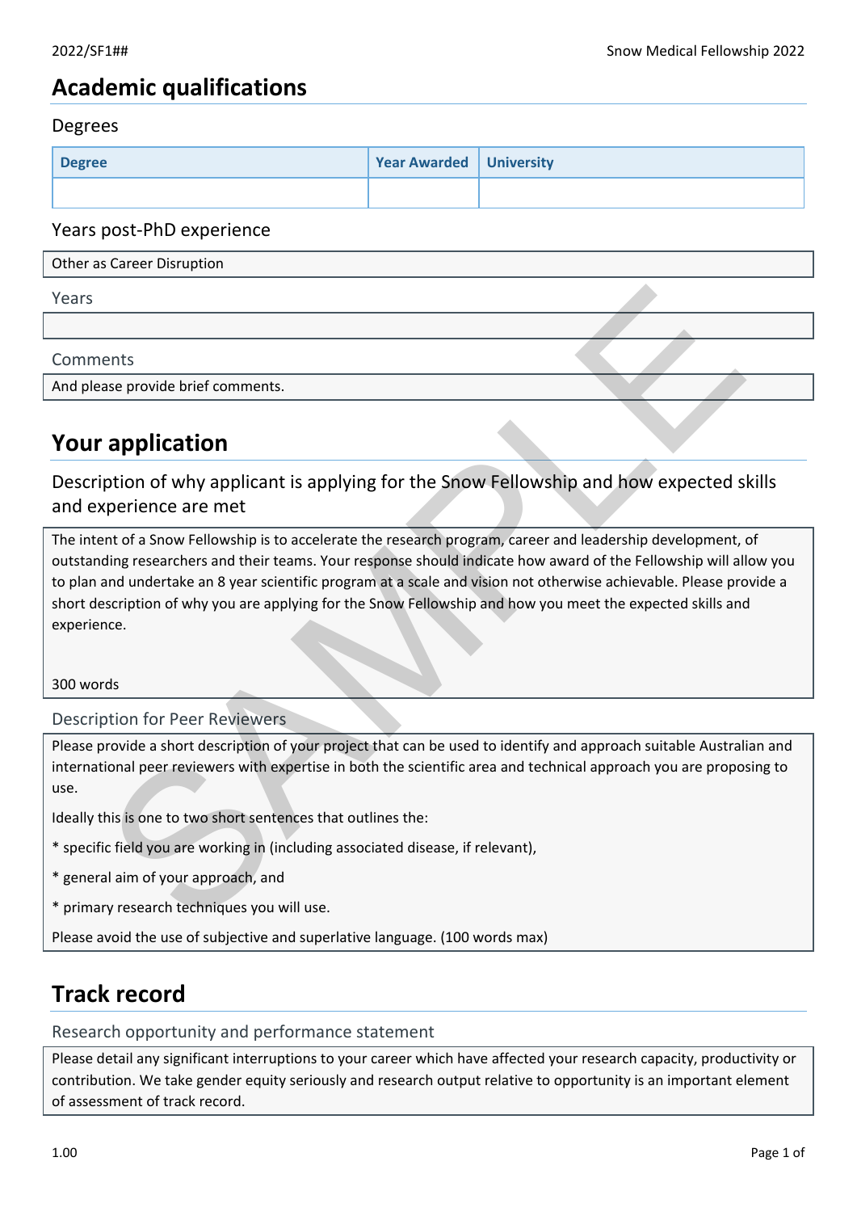# Academic qualifications

## Degrees

| Degree | Year Awarded | University |
| --- | --- | --- |
| | | |

## Years post-PhD experience

Other as Career Disruption

### Years

### Comments

And please provide brief comments.

# Your application

## Description of why applicant is applying for the Snow Fellowship and how expected skills and experience are met

The intent of a Snow Fellowship is to accelerate the research program, career and leadership development, of outstanding researchers and their teams. Your response should indicate how award of the Fellowship will allow you to plan and undertake an 8 year scientific program at a scale and vision not otherwise achievable. Please provide a short description of why you are applying for the Snow Fellowship and how you meet the expected skills and experience.

300 words

### Description for Peer Reviewers

Please provide a short description of your project that can be used to identify and approach suitable Australian and international peer reviewers with expertise in both the scientific area and technical approach you are proposing to use.

Ideally this is one to two short sentences that outlines the:

* specific field you are working in (including associated disease, if relevant),

* general aim of your approach, and

* primary research techniques you will use.

Please avoid the use of subjective and superlative language. (100 words max)

# Track record

### Research opportunity and performance statement

Please detail any significant interruptions to your career which have affected your research capacity, productivity or contribution. We take gender equity seriously and research output relative to opportunity is an important element of assessment of track record.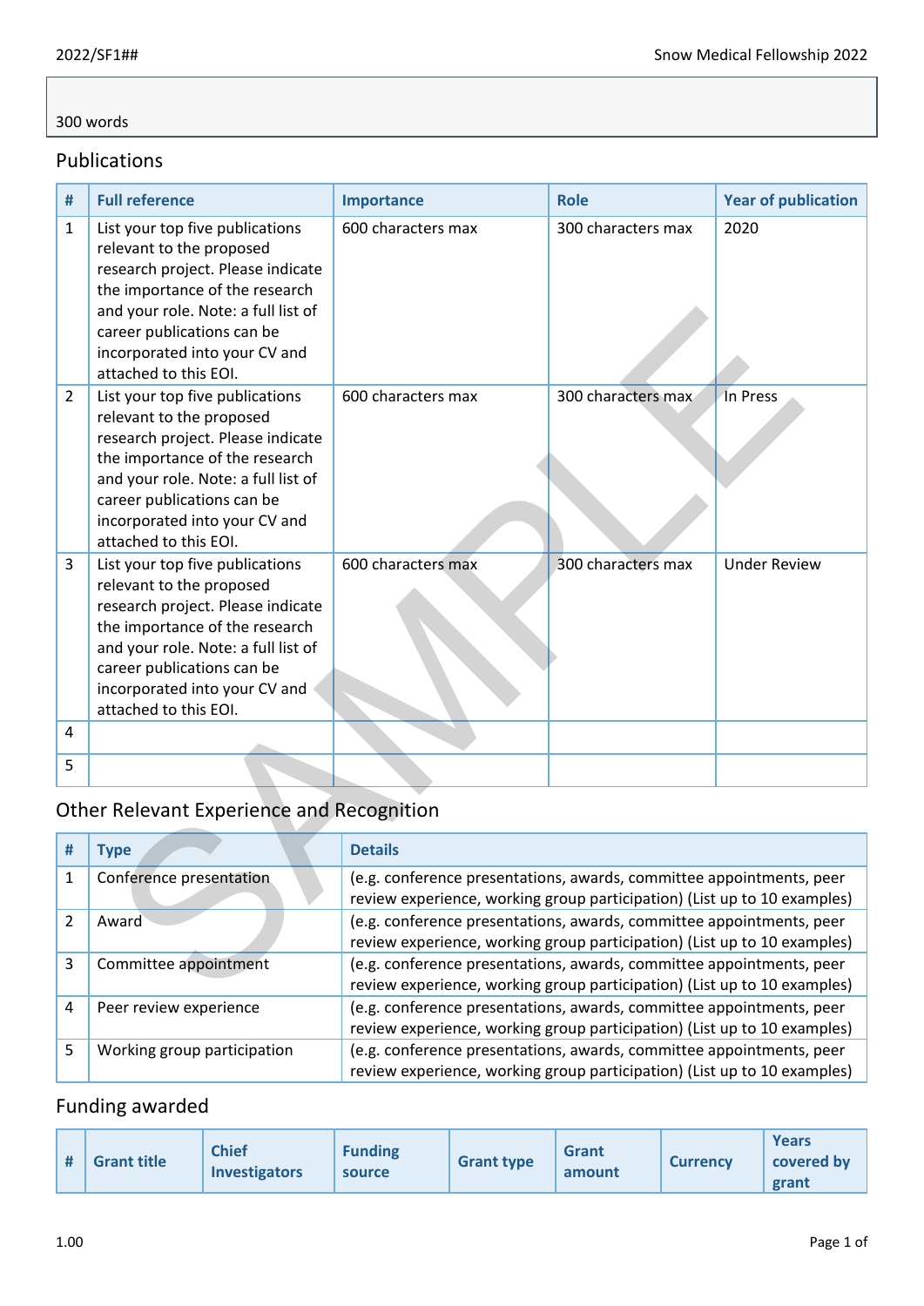300 words

## Publications

| # | Full reference | Importance | Role | Year of publication |
|---|---|---|---|---|
| 1 | List your top five publications relevant to the proposed research project. Please indicate the importance of the research and your role. Note: a full list of career publications can be incorporated into your CV and attached to this EOI. | 600 characters max | 300 characters max | 2020 |
| 2 | List your top five publications relevant to the proposed research project. Please indicate the importance of the research and your role. Note: a full list of career publications can be incorporated into your CV and attached to this EOI. | 600 characters max | 300 characters max | In Press |
| 3 | List your top five publications relevant to the proposed research project. Please indicate the importance of the research and your role. Note: a full list of career publications can be incorporated into your CV and attached to this EOI. | 600 characters max | 300 characters max | Under Review |
| 4 | | | | |
| 5 | | | | |

## Other Relevant Experience and Recognition

| # | Type | Details |
|---|---|---|
| 1 | Conference presentation | (e.g. conference presentations, awards, committee appointments, peer review experience, working group participation) (List up to 10 examples) |
| 2 | Award | (e.g. conference presentations, awards, committee appointments, peer review experience, working group participation) (List up to 10 examples) |
| 3 | Committee appointment | (e.g. conference presentations, awards, committee appointments, peer review experience, working group participation) (List up to 10 examples) |
| 4 | Peer review experience | (e.g. conference presentations, awards, committee appointments, peer review experience, working group participation) (List up to 10 examples) |
| 5 | Working group participation | (e.g. conference presentations, awards, committee appointments, peer review experience, working group participation) (List up to 10 examples) |

## Funding awarded

| # | Grant title | Chief Investigators | Funding source | Grant type | Grant amount | Currency | Years covered by grant |
|---|---|---|---|---|---|---|---|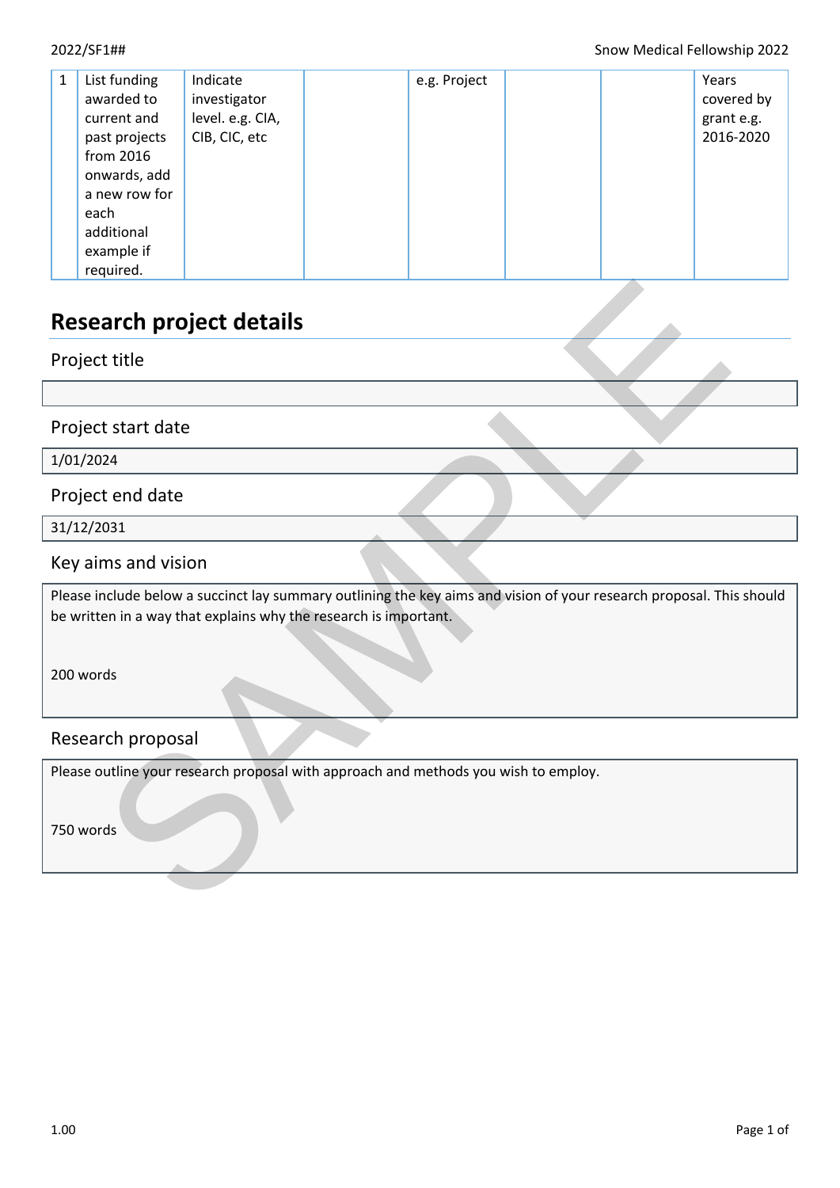| 1 | List funding awarded to current and past projects from 2016 onwards, add a new row for each additional example if required. | Indicate investigator level. e.g. CIA, CIB, CIC, etc | | e.g. Project | | | Years covered by grant e.g. 2016-2020 |
|---|---|---|---|---|---|---|---|

# Research project details

## Project title

## Project start date

1/01/2024

## Project end date

31/12/2031

## Key aims and vision

Please include below a succinct lay summary outlining the key aims and vision of your research proposal. This should be written in a way that explains why the research is important.

200 words

## Research proposal

Please outline your research proposal with approach and methods you wish to employ.

750 words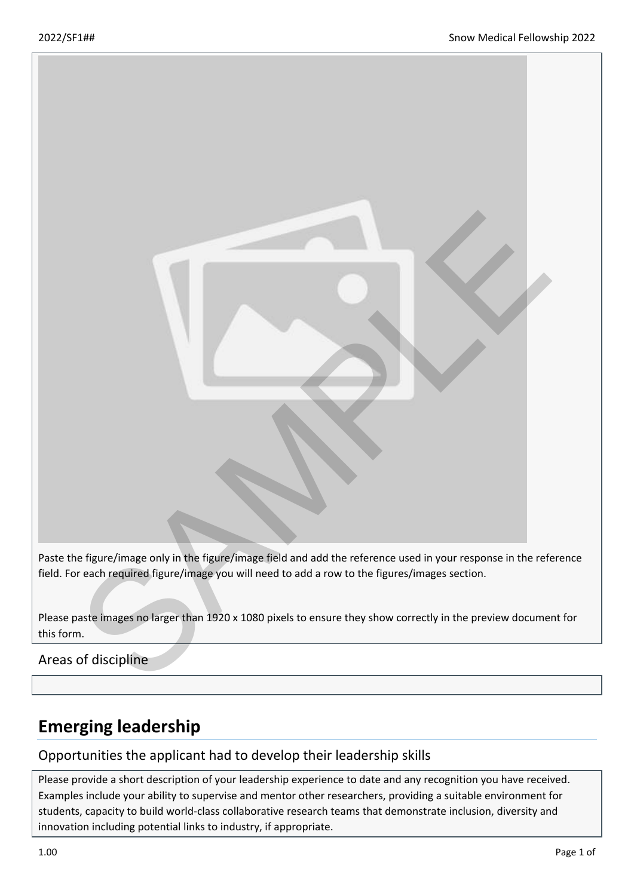Paste the figure/image only in the figure/image field and add the reference used in your response in the reference field. For each required figure/image you will need to add a row to the figures/images section.

Please paste images no larger than 1920 x 1080 pixels to ensure they show correctly in the preview document for this form.

### Areas of discipline

## Emerging leadership

### Opportunities the applicant had to develop their leadership skills

Please provide a short description of your leadership experience to date and any recognition you have received. Examples include your ability to supervise and mentor other researchers, providing a suitable environment for students, capacity to build world-class collaborative research teams that demonstrate inclusion, diversity and innovation including potential links to industry, if appropriate.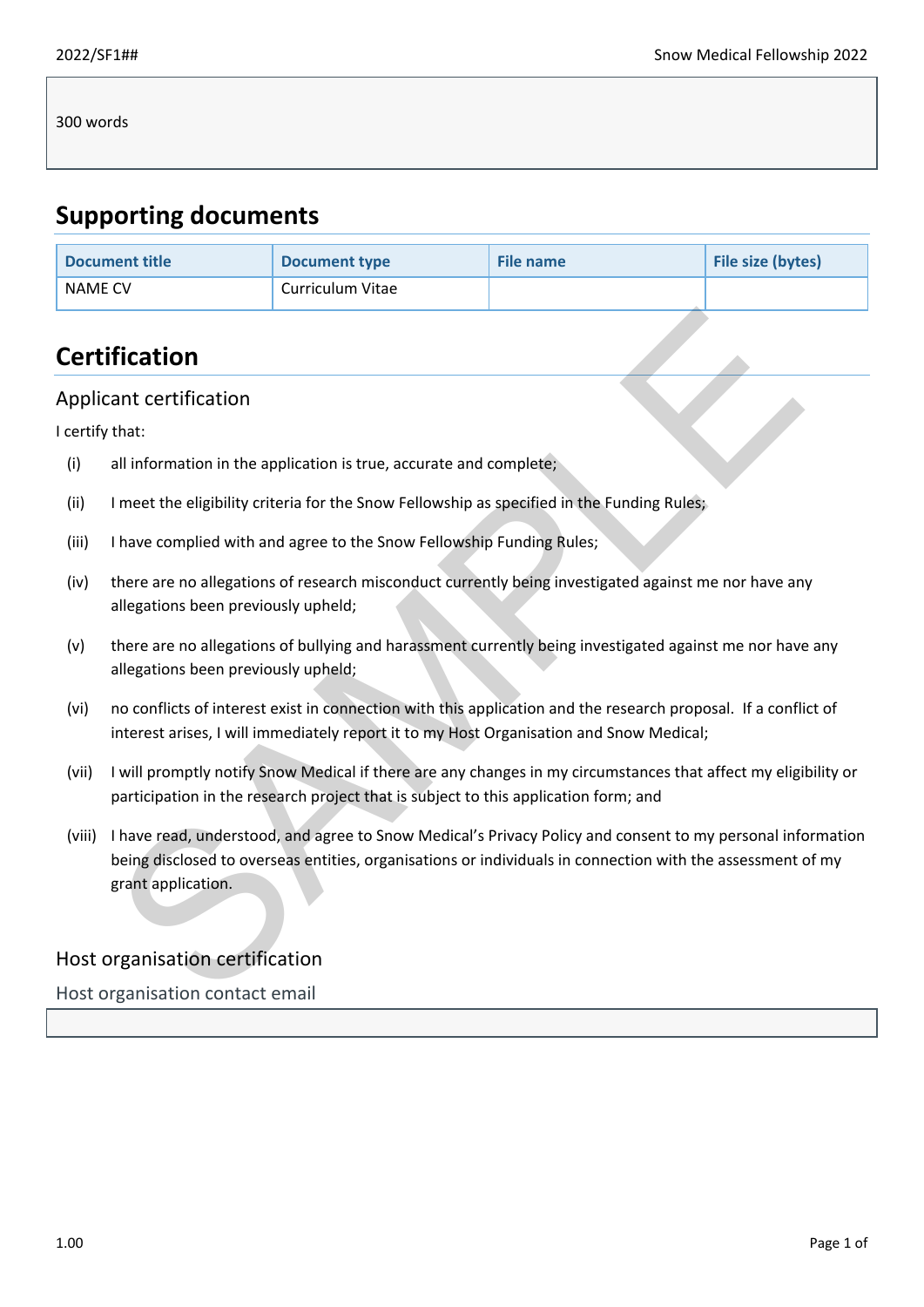300 words

## Supporting documents

| Document title | Document type | File name | File size (bytes) |
|---|---|---|---|
| NAME CV | Curriculum Vitae | | |

## Certification

### Applicant certification

I certify that:

(i) all information in the application is true, accurate and complete;

(ii) I meet the eligibility criteria for the Snow Fellowship as specified in the Funding Rules;

(iii) I have complied with and agree to the Snow Fellowship Funding Rules;

(iv) there are no allegations of research misconduct currently being investigated against me nor have any allegations been previously upheld;

(v) there are no allegations of bullying and harassment currently being investigated against me nor have any allegations been previously upheld;

(vi) no conflicts of interest exist in connection with this application and the research proposal. If a conflict of interest arises, I will immediately report it to my Host Organisation and Snow Medical;

(vii) I will promptly notify Snow Medical if there are any changes in my circumstances that affect my eligibility or participation in the research project that is subject to this application form; and

(viii) I have read, understood, and agree to Snow Medical's Privacy Policy and consent to my personal information being disclosed to overseas entities, organisations or individuals in connection with the assessment of my grant application.

### Host organisation certification

#### Host organisation contact email